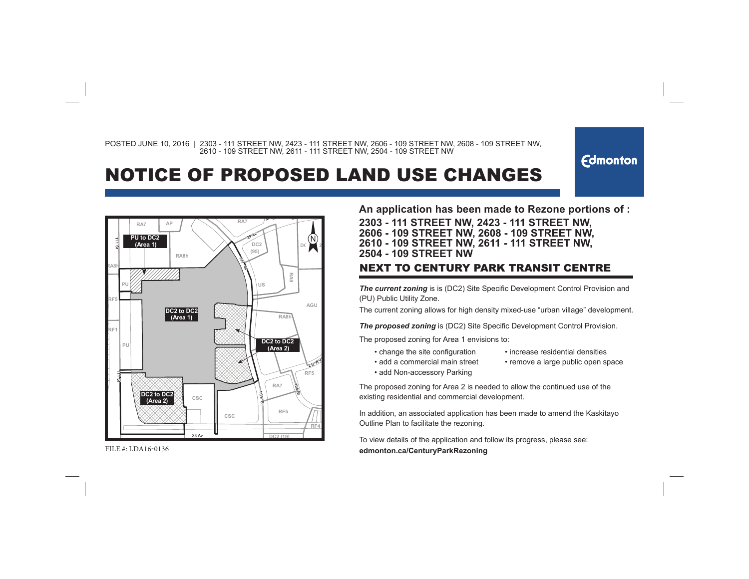POSTED JUNE 10, 2016 | 2303 - 111 STREET NW, 2423 - 111 STREET NW, 2606 - 109 STREET NW, 2608 - 109 STREET NW, 2610 - 109 STREET NW, 2611 - 111 STREET NW, 2504 - 109 STREET NW

Edmonton

# NOTICE OF PROPOSED LAND USE CHANGES

RA7
AP
RA7
29 AV
111 ST
PU to DC2 (Area 1)
DC2 (95)
DC
RA8h
RA8h
109 ST
RA9
PU
US
RF5
AGU
DC2 to DC2 (Area 1)
RA8h
RF1
DC2 to DC2 (Area 2)
PU
25 AV
111 ST
RF5
RA7
106 ST
DC2 to DC2 (Area 2)
CSC
109 ST
CSC
RF5
RF4
23 Av
DC2 (19)

FILE #: LDA16-0136

## An application has been made to Rezone portions of :

## 2303 - 111 STREET NW, 2423 - 111 STREET NW, 2606 - 109 STREET NW, 2608 - 109 STREET NW, 2610 - 109 STREET NW, 2611 - 111 STREET NW, 2504 - 109 STREET NW

## NEXT TO CENTURY PARK TRANSIT CENTRE

***The current zoning*** is is (DC2) Site Specific Development Control Provision and (PU) Public Utility Zone.

The current zoning allows for high density mixed-use "urban village" development.

***The proposed zoning*** is (DC2) Site Specific Development Control Provision.

The proposed zoning for Area 1 envisions to:

- change the site configuration
- add a commercial main street
- add Non-accessory Parking
- increase residential densities
- remove a large public open space

The proposed zoning for Area 2 is needed to allow the continued use of the existing residential and commercial development.

In addition, an associated application has been made to amend the Kaskitayo Outline Plan to facilitate the rezoning.

To view details of the application and follow its progress, please see:
**edmonton.ca/CenturyParkRezoning**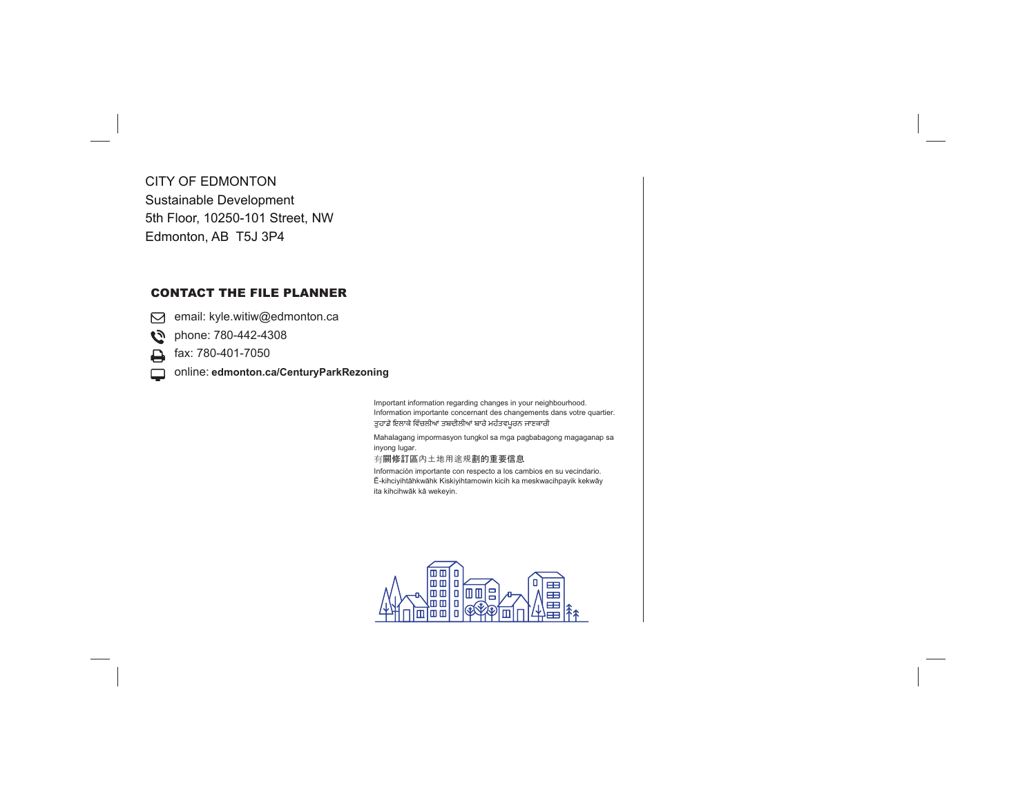CITY OF EDMONTON
Sustainable Development
5th Floor, 10250-101 Street, NW
Edmonton, AB  T5J 3P4

## CONTACT THE FILE PLANNER

- email: kyle.witiw@edmonton.ca
- phone: 780-442-4308
- fax: 780-401-7050
- online: **edmonton.ca/CenturyParkRezoning**

Important information regarding changes in your neighbourhood.
Information importante concernant des changements dans votre quartier.
ਤੁਹਾਡੇ ਇਲਾਕੇ ਵਿੱਚਲੀਆਂ ਤਬਦੀਲੀਆਂ ਬਾਰੇ ਮਹੱਤਵਪੂਰਨ ਜਾਣਕਾਰੀ

Mahalagang impormasyon tungkol sa mga pagbabagong magaganap sa inyong lugar.

有關修訂區內土地用途規劃的重要信息

Información importante con respecto a los cambios en su vecindario.
Ē-kihciyihtāhkwāhk Kiskiyihtamowin kicih ka meskwacihpayik kekwāy ita kihcihwāk kā wekeyin.